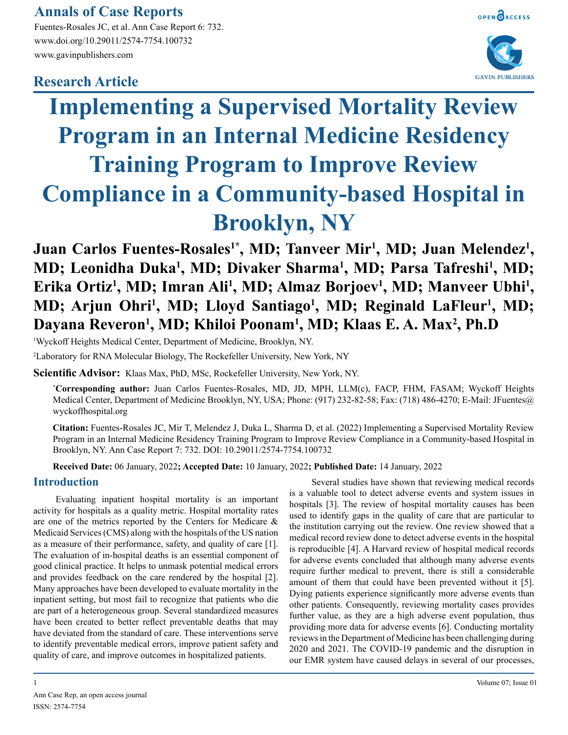Research Article

# Implementing a Supervised Mortality Review Program in an Internal Medicine Residency Training Program to Improve Review Compliance in a Community-based Hospital in Brooklyn, NY

**Juan Carlos Fuentes-Rosales[1*], MD; Tanveer Mir[1], MD; Juan Melendez[1], MD; Leonidha Duka[1], MD; Divaker Sharma[1], MD; Parsa Tafreshi[1], MD; Erika Ortiz[1], MD; Imran Ali[1], MD; Almaz Borjoev[1], MD; Manveer Ubhi[1], MD; Arjun Ohri[1], MD; Lloyd Santiago[1], MD; Reginald LaFleur[1], MD; Dayana Reveron[1], MD; Khiloi Poonam[1], MD; Klaas E. A. Max[2], Ph.D**

[1]Wyckoff Heights Medical Center, Department of Medicine, Brooklyn, NY.

[2]Laboratory for RNA Molecular Biology, The Rockefeller University, New York, NY

**Scientific Advisor:** Klaas Max, PhD, MSc, Rockefeller University, New York, NY.

**[*]Corresponding author:** Juan Carlos Fuentes-Rosales, MD, JD, MPH, LLM(c), FACP, FHM, FASAM; Wyckoff Heights Medical Center, Department of Medicine Brooklyn, NY, USA; Phone: (917) 232-82-58; Fax: (718) 486-4270; E-Mail: JFuentes@wyckoffhospital.org

**Citation:** Fuentes-Rosales JC, Mir T, Melendez J, Duka L, Sharma D, et al. (2022) Implementing a Supervised Mortality Review Program in an Internal Medicine Residency Training Program to Improve Review Compliance in a Community-based Hospital in Brooklyn, NY. Ann Case Report 7: 732. DOI: 10.29011/2574-7754.100732

**Received Date:** 06 January, 2022**; Accepted Date:** 10 January, 2022**; Published Date:** 14 January, 2022

## Introduction

Evaluating inpatient hospital mortality is an important activity for hospitals as a quality metric. Hospital mortality rates are one of the metrics reported by the Centers for Medicare & Medicaid Services (CMS) along with the hospitals of the US nation as a measure of their performance, safety, and quality of care [1]. The evaluation of in-hospital deaths is an essential component of good clinical practice. It helps to unmask potential medical errors and provides feedback on the care rendered by the hospital [2]. Many approaches have been developed to evaluate mortality in the inpatient setting, but most fail to recognize that patients who die are part of a heterogeneous group. Several standardized measures have been created to better reflect preventable deaths that may have deviated from the standard of care. These interventions serve to identify preventable medical errors, improve patient safety and quality of care, and improve outcomes in hospitalized patients.

Several studies have shown that reviewing medical records is a valuable tool to detect adverse events and system issues in hospitals [3]. The review of hospital mortality causes has been used to identify gaps in the quality of care that are particular to the institution carrying out the review. One review showed that a medical record review done to detect adverse events in the hospital is reproducible [4]. A Harvard review of hospital medical records for adverse events concluded that although many adverse events require further medical to prevent, there is still a considerable amount of them that could have been prevented without it [5]. Dying patients experience significantly more adverse events than other patients. Consequently, reviewing mortality cases provides further value, as they are a high adverse event population, thus providing more data for adverse events [6]. Conducting mortality reviews in the Department of Medicine has been challenging during 2020 and 2021. The COVID-19 pandemic and the disruption in our EMR system have caused delays in several of our processes,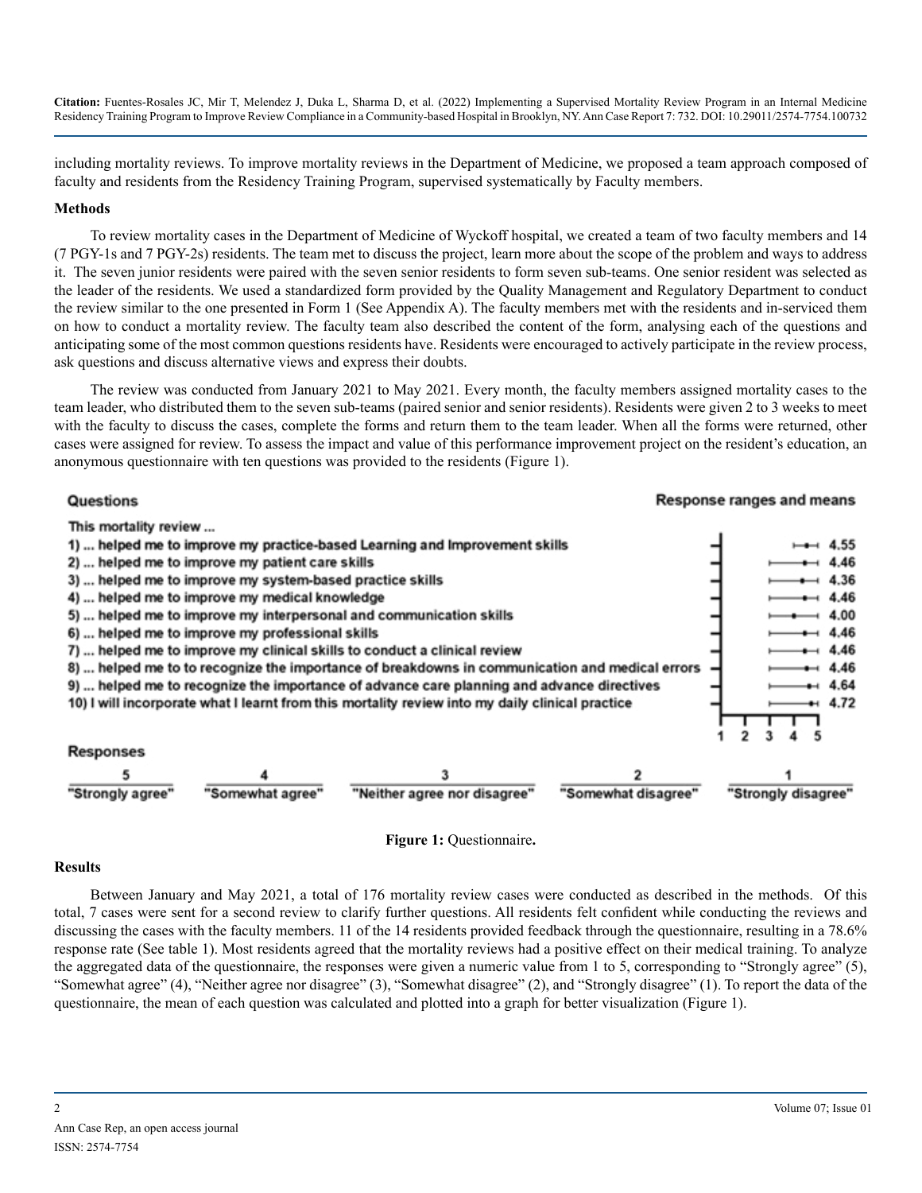including mortality reviews. To improve mortality reviews in the Department of Medicine, we proposed a team approach composed of faculty and residents from the Residency Training Program, supervised systematically by Faculty members.

**Methods**

To review mortality cases in the Department of Medicine of Wyckoff hospital, we created a team of two faculty members and 14 (7 PGY-1s and 7 PGY-2s) residents. The team met to discuss the project, learn more about the scope of the problem and ways to address it. The seven junior residents were paired with the seven senior residents to form seven sub-teams. One senior resident was selected as the leader of the residents. We used a standardized form provided by the Quality Management and Regulatory Department to conduct the review similar to the one presented in Form 1 (See Appendix A). The faculty members met with the residents and in-serviced them on how to conduct a mortality review. The faculty team also described the content of the form, analysing each of the questions and anticipating some of the most common questions residents have. Residents were encouraged to actively participate in the review process, ask questions and discuss alternative views and express their doubts.

The review was conducted from January 2021 to May 2021. Every month, the faculty members assigned mortality cases to the team leader, who distributed them to the seven sub-teams (paired senior and senior residents). Residents were given 2 to 3 weeks to meet with the faculty to discuss the cases, complete the forms and return them to the team leader. When all the forms were returned, other cases were assigned for review. To assess the impact and value of this performance improvement project on the resident's education, an anonymous questionnaire with ten questions was provided to the residents (Figure 1).

| Questions | Response ranges and means |
|---|---|
| This mortality review ... | |
| 1) ... helped me to improve my practice-based Learning and Improvement skills | 4.55 |
| 2) ... helped me to improve my patient care skills | 4.46 |
| 3) ... helped me to improve my system-based practice skills | 4.36 |
| 4) ... helped me to improve my medical knowledge | 4.46 |
| 5) ... helped me to improve my interpersonal and communication skills | 4.00 |
| 6) ... helped me to improve my professional skills | 4.46 |
| 7) ... helped me to improve my clinical skills to conduct a clinical review | 4.46 |
| 8) ... helped me to to recognize the importance of breakdowns in communication and medical errors | 4.46 |
| 9) ... helped me to recognize the importance of advance care planning and advance directives | 4.64 |
| 10) I will incorporate what I learnt from this mortality review into my daily clinical practice | 4.72 |

Responses

| 5 | 4 | 3 | 2 | 1 |
|---|---|---|---|---|
| "Strongly agree" | "Somewhat agree" | "Neither agree nor disagree" | "Somewhat disagree" | "Strongly disagree" |

**Figure 1:** Questionnaire**.**

**Results**

Between January and May 2021, a total of 176 mortality review cases were conducted as described in the methods. Of this total, 7 cases were sent for a second review to clarify further questions. All residents felt confident while conducting the reviews and discussing the cases with the faculty members. 11 of the 14 residents provided feedback through the questionnaire, resulting in a 78.6% response rate (See table 1). Most residents agreed that the mortality reviews had a positive effect on their medical training. To analyze the aggregated data of the questionnaire, the responses were given a numeric value from 1 to 5, corresponding to "Strongly agree" (5), "Somewhat agree" (4), "Neither agree nor disagree" (3), "Somewhat disagree" (2), and "Strongly disagree" (1). To report the data of the questionnaire, the mean of each question was calculated and plotted into a graph for better visualization (Figure 1).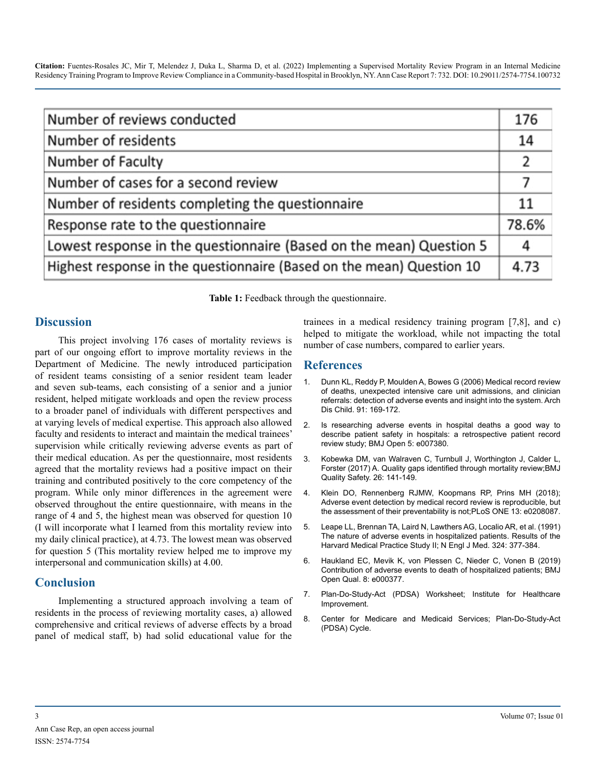| Number of reviews conducted | 176 |
|---|---|
| Number of residents | 14 |
| Number of Faculty | 2 |
| Number of cases for a second review | 7 |
| Number of residents completing the questionnaire | 11 |
| Response rate to the questionnaire | 78.6% |
| Lowest response in the questionnaire (Based on the mean) Question 5 | 4 |
| Highest response in the questionnaire (Based on the mean) Question 10 | 4.73 |

**Table 1:** Feedback through the questionnaire.

## Discussion

This project involving 176 cases of mortality reviews is part of our ongoing effort to improve mortality reviews in the Department of Medicine. The newly introduced participation of resident teams consisting of a senior resident team leader and seven sub-teams, each consisting of a senior and a junior resident, helped mitigate workloads and open the review process to a broader panel of individuals with different perspectives and at varying levels of medical expertise. This approach also allowed faculty and residents to interact and maintain the medical trainees' supervision while critically reviewing adverse events as part of their medical education. As per the questionnaire, most residents agreed that the mortality reviews had a positive impact on their training and contributed positively to the core competency of the program. While only minor differences in the agreement were observed throughout the entire questionnaire, with means in the range of 4 and 5, the highest mean was observed for question 10 (I will incorporate what I learned from this mortality review into my daily clinical practice), at 4.73. The lowest mean was observed for question 5 (This mortality review helped me to improve my interpersonal and communication skills) at 4.00.

## Conclusion

Implementing a structured approach involving a team of residents in the process of reviewing mortality cases, a) allowed comprehensive and critical reviews of adverse effects by a broad panel of medical staff, b) had solid educational value for the trainees in a medical residency training program [7,8], and c) helped to mitigate the workload, while not impacting the total number of case numbers, compared to earlier years.

## References

1. Dunn KL, Reddy P, Moulden A, Bowes G (2006) Medical record review of deaths, unexpected intensive care unit admissions, and clinician referrals: detection of adverse events and insight into the system. Arch Dis Child. 91: 169-172.
2. Is researching adverse events in hospital deaths a good way to describe patient safety in hospitals: a retrospective patient record review study; BMJ Open 5: e007380.
3. Kobewka DM, van Walraven C, Turnbull J, Worthington J, Calder L, Forster (2017) A. Quality gaps identified through mortality review;BMJ Quality Safety. 26: 141-149.
4. Klein DO, Rennenberg RJMW, Koopmans RP, Prins MH (2018); Adverse event detection by medical record review is reproducible, but the assessment of their preventability is not;PLoS ONE 13: e0208087.
5. Leape LL, Brennan TA, Laird N, Lawthers AG, Localio AR, et al. (1991) The nature of adverse events in hospitalized patients. Results of the Harvard Medical Practice Study II; N Engl J Med. 324: 377-384.
6. Haukland EC, Mevik K, von Plessen C, Nieder C, Vonen B (2019) Contribution of adverse events to death of hospitalized patients; BMJ Open Qual. 8: e000377.
7. Plan-Do-Study-Act (PDSA) Worksheet; Institute for Healthcare Improvement.
8. Center for Medicare and Medicaid Services; Plan-Do-Study-Act (PDSA) Cycle.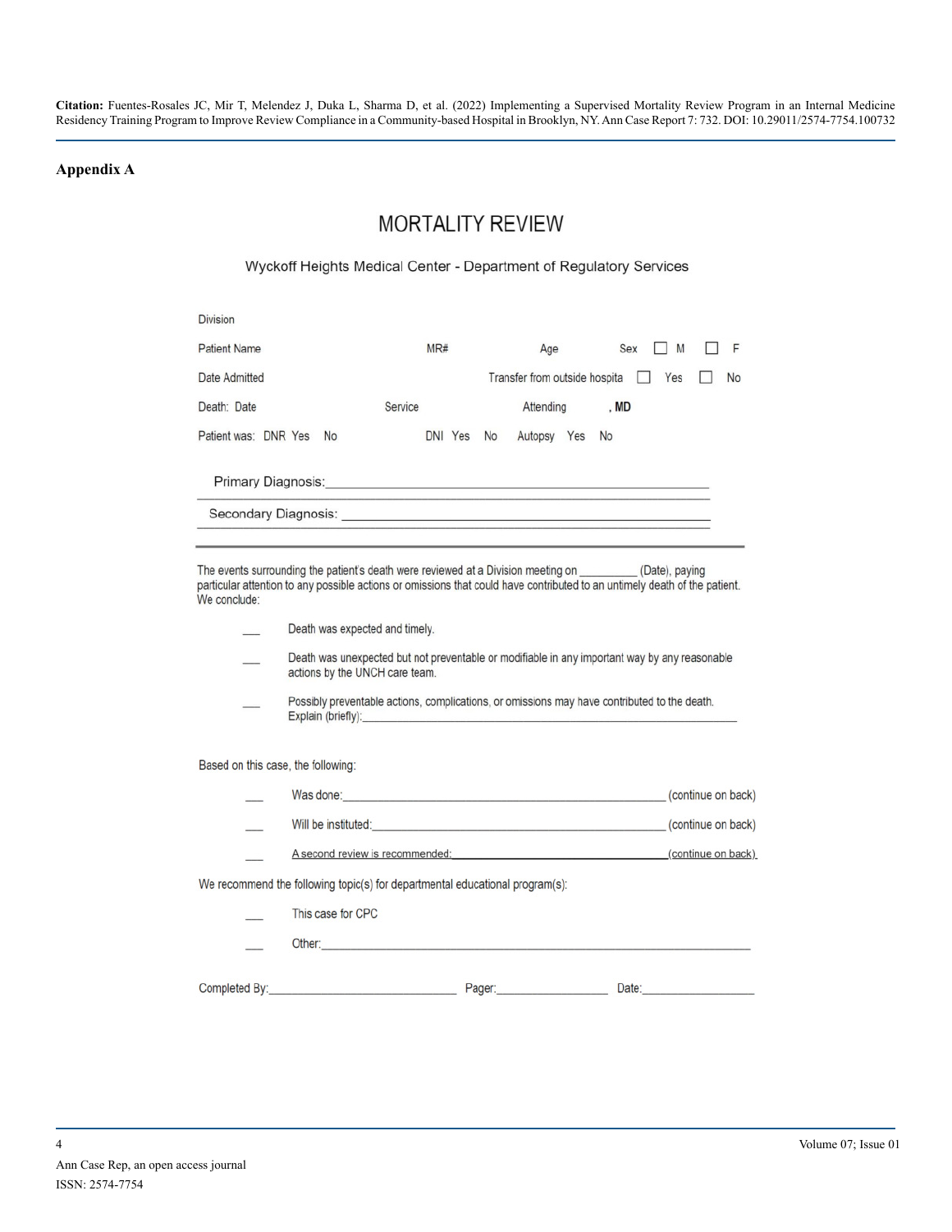## Appendix A

# MORTALITY REVIEW

Wyckoff Heights Medical Center - Department of Regulatory Services

Division

Patient Name MR# Age Sex ☐ M ☐ F

Date Admitted Transfer from outside hospita ☐ Yes ☐ No

Death: Date Service Attending **, MD**

Patient was: DNR Yes No DNI Yes No Autopsy Yes No

Primary Diagnosis:\_\_\_\_\_\_\_\_\_\_\_\_\_\_\_\_\_\_\_\_\_\_\_\_\_\_\_\_\_\_\_\_\_\_\_\_\_\_\_\_\_\_\_\_\_\_\_\_\_\_\_\_

Secondary Diagnosis: \_\_\_\_\_\_\_\_\_\_\_\_\_\_\_\_\_\_\_\_\_\_\_\_\_\_\_\_\_\_\_\_\_\_\_\_\_\_\_\_\_\_\_\_\_\_\_\_\_\_

---

The events surrounding the patient's death were reviewed at a Division meeting on \_\_\_\_\_\_\_\_\_\_ (Date), paying particular attention to any possible actions or omissions that could have contributed to an untimely death of the patient. We conclude:

\_\_\_ Death was expected and timely.

\_\_\_ Death was unexpected but not preventable or modifiable in any important way by any reasonable actions by the UNCH care team.

\_\_\_ Possibly preventable actions, complications, or omissions may have contributed to the death. Explain (briefly):\_\_\_\_\_\_\_\_\_\_\_\_\_\_\_\_\_\_\_\_\_\_\_\_\_\_\_\_\_\_\_\_\_\_\_\_\_\_\_\_\_\_\_\_\_\_\_\_

Based on this case, the following:

\_\_\_ Was done:\_\_\_\_\_\_\_\_\_\_\_\_\_\_\_\_\_\_\_\_\_\_\_\_\_\_\_\_\_\_\_\_\_\_\_\_\_\_\_\_\_\_\_\_ (continue on back)

\_\_\_ Will be instituted:\_\_\_\_\_\_\_\_\_\_\_\_\_\_\_\_\_\_\_\_\_\_\_\_\_\_\_\_\_\_\_\_\_\_\_\_\_\_\_ (continue on back)

\_\_\_ A second review is recommended:\_\_\_\_\_\_\_\_\_\_\_\_\_\_\_\_\_\_\_\_\_\_\_\_\_\_\_\_(continue on back)

We recommend the following topic(s) for departmental educational program(s):

\_\_\_ This case for CPC

\_\_\_ Other:\_\_\_\_\_\_\_\_\_\_\_\_\_\_\_\_\_\_\_\_\_\_\_\_\_\_\_\_\_\_\_\_\_\_\_\_\_\_\_\_\_\_\_\_\_\_\_\_\_\_\_\_\_\_\_\_\_\_\_\_

Completed By:\_\_\_\_\_\_\_\_\_\_\_\_\_\_\_\_\_\_\_\_\_\_\_\_\_\_ Pager:\_\_\_\_\_\_\_\_\_\_\_\_\_\_\_\_ Date:\_\_\_\_\_\_\_\_\_\_\_\_\_\_\_\_